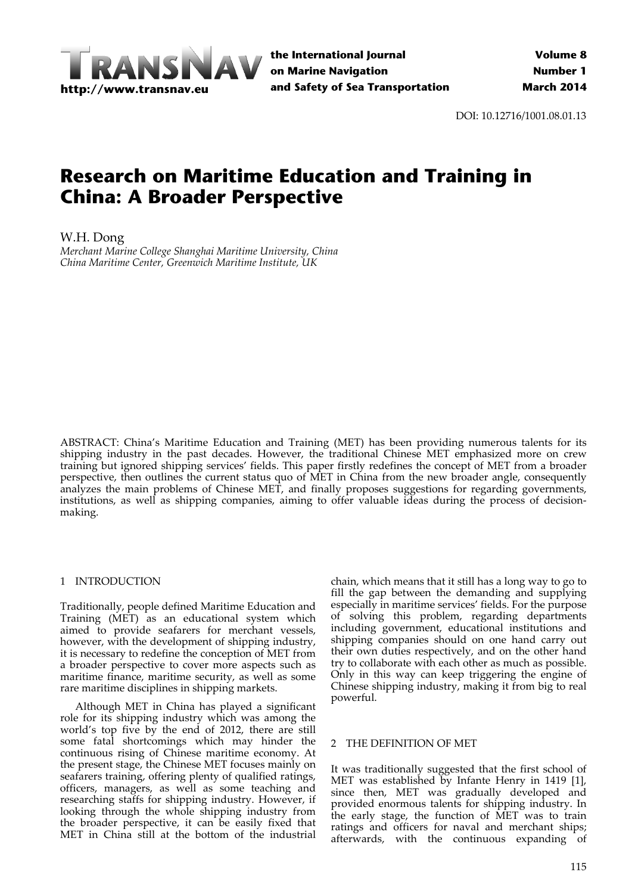DOI: 10.12716/1001.08.01.13

# Research on Maritime Education and Training in China: A Broader Perspective

W.H. Dong

*Merchant Marine College Shanghai Maritime University, China*
*China Maritime Center, Greenwich Maritime Institute, UK*

ABSTRACT: China's Maritime Education and Training (MET) has been providing numerous talents for its shipping industry in the past decades. However, the traditional Chinese MET emphasized more on crew training but ignored shipping services' fields. This paper firstly redefines the concept of MET from a broader perspective, then outlines the current status quo of MET in China from the new broader angle, consequently analyzes the main problems of Chinese MET, and finally proposes suggestions for regarding governments, institutions, as well as shipping companies, aiming to offer valuable ideas during the process of decision-making.

## 1 INTRODUCTION

Traditionally, people defined Maritime Education and Training (MET) as an educational system which aimed to provide seafarers for merchant vessels, however, with the development of shipping industry, it is necessary to redefine the conception of MET from a broader perspective to cover more aspects such as maritime finance, maritime security, as well as some rare maritime disciplines in shipping markets.

Although MET in China has played a significant role for its shipping industry which was among the world's top five by the end of 2012, there are still some fatal shortcomings which may hinder the continuous rising of Chinese maritime economy. At the present stage, the Chinese MET focuses mainly on seafarers training, offering plenty of qualified ratings, officers, managers, as well as some teaching and researching staffs for shipping industry. However, if looking through the whole shipping industry from the broader perspective, it can be easily fixed that MET in China still at the bottom of the industrial chain, which means that it still has a long way to go to fill the gap between the demanding and supplying especially in maritime services' fields. For the purpose of solving this problem, regarding departments including government, educational institutions and shipping companies should on one hand carry out their own duties respectively, and on the other hand try to collaborate with each other as much as possible. Only in this way can keep triggering the engine of Chinese shipping industry, making it from big to real powerful.

## 2 THE DEFINITION OF MET

It was traditionally suggested that the first school of MET was established by Infante Henry in 1419 [1], since then, MET was gradually developed and provided enormous talents for shipping industry. In the early stage, the function of MET was to train ratings and officers for naval and merchant ships; afterwards, with the continuous expanding of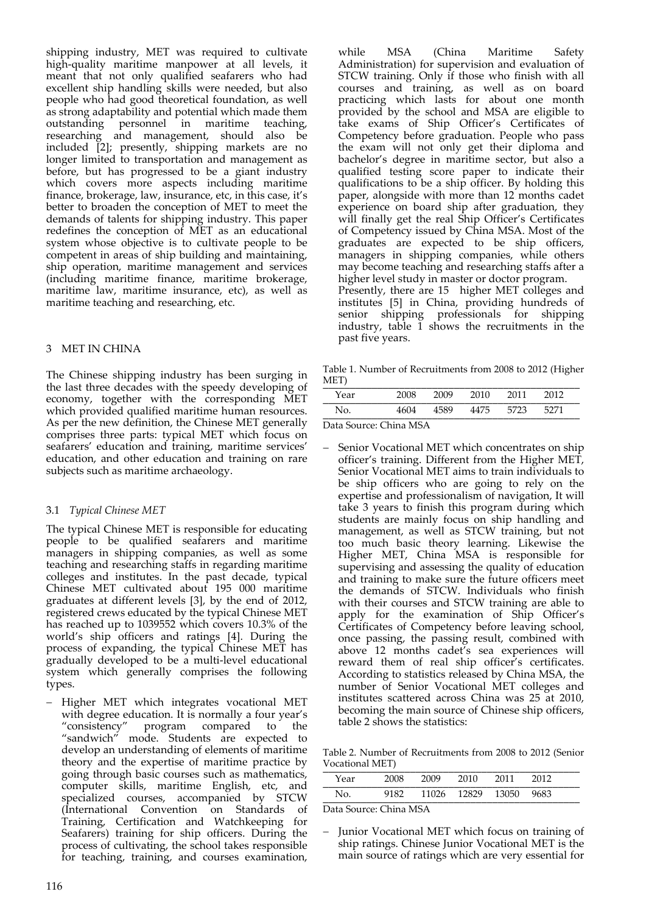shipping industry, MET was required to cultivate high-quality maritime manpower at all levels, it meant that not only qualified seafarers who had excellent ship handling skills were needed, but also people who had good theoretical foundation, as well as strong adaptability and potential which made them outstanding personnel in maritime teaching, researching and management, should also be included [2]; presently, shipping markets are no longer limited to transportation and management as before, but has progressed to be a giant industry which covers more aspects including maritime finance, brokerage, law, insurance, etc, in this case, it's better to broaden the conception of MET to meet the demands of talents for shipping industry. This paper redefines the conception of MET as an educational system whose objective is to cultivate people to be competent in areas of ship building and maintaining, ship operation, maritime management and services (including maritime finance, maritime brokerage, maritime law, maritime insurance, etc), as well as maritime teaching and researching, etc.

## 3 MET IN CHINA

The Chinese shipping industry has been surging in the last three decades with the speedy developing of economy, together with the corresponding MET which provided qualified maritime human resources. As per the new definition, the Chinese MET generally comprises three parts: typical MET which focus on seafarers' education and training, maritime services' education, and other education and training on rare subjects such as maritime archaeology.

### 3.1 *Typical Chinese MET*

The typical Chinese MET is responsible for educating people to be qualified seafarers and maritime managers in shipping companies, as well as some teaching and researching staffs in regarding maritime colleges and institutes. In the past decade, typical Chinese MET cultivated about 195 000 maritime graduates at different levels [3], by the end of 2012, registered crews educated by the typical Chinese MET has reached up to 1039552 which covers 10.3% of the world's ship officers and ratings [4]. During the process of expanding, the typical Chinese MET has gradually developed to be a multi-level educational system which generally comprises the following types.

- Higher MET which integrates vocational MET with degree education. It is normally a four year's "consistency" program compared to the "sandwich" mode. Students are expected to develop an understanding of elements of maritime theory and the expertise of maritime practice by going through basic courses such as mathematics, computer skills, maritime English, etc, and specialized courses, accompanied by STCW (International Convention on Standards of Training, Certification and Watchkeeping for Seafarers) training for ship officers. During the process of cultivating, the school takes responsible for teaching, training, and courses examination, while MSA (China Maritime Safety Administration) for supervision and evaluation of STCW training. Only if those who finish with all courses and training, as well as on board practicing which lasts for about one month provided by the school and MSA are eligible to take exams of Ship Officer's Certificates of Competency before graduation. People who pass the exam will not only get their diploma and bachelor's degree in maritime sector, but also a qualified testing score paper to indicate their qualifications to be a ship officer. By holding this paper, alongside with more than 12 months cadet experience on board ship after graduation, they will finally get the real Ship Officer's Certificates of Competency issued by China MSA. Most of the graduates are expected to be ship officers, managers in shipping companies, while others may become teaching and researching staffs after a higher level study in master or doctor program.

  Presently, there are 15 higher MET colleges and institutes [5] in China, providing hundreds of senior shipping professionals for shipping industry, table 1 shows the recruitments in the past five years.

Table 1. Number of Recruitments from 2008 to 2012 (Higher MET)

| Year | 2008 | 2009 | 2010 | 2011 | 2012 |
|---|---|---|---|---|---|
| No. | 4604 | 4589 | 4475 | 5723 | 5271 |

Data Source: China MSA

- Senior Vocational MET which concentrates on ship officer's training. Different from the Higher MET, Senior Vocational MET aims to train individuals to be ship officers who are going to rely on the expertise and professionalism of navigation, It will take 3 years to finish this program during which students are mainly focus on ship handling and management, as well as STCW training, but not too much basic theory learning. Likewise the Higher MET, China MSA is responsible for supervising and assessing the quality of education and training to make sure the future officers meet the demands of STCW. Individuals who finish with their courses and STCW training are able to apply for the examination of Ship Officer's Certificates of Competency before leaving school, once passing, the passing result, combined with above 12 months cadet's sea experiences will reward them of real ship officer's certificates. According to statistics released by China MSA, the number of Senior Vocational MET colleges and institutes scattered across China was 25 at 2010, becoming the main source of Chinese ship officers, table 2 shows the statistics:

Table 2. Number of Recruitments from 2008 to 2012 (Senior Vocational MET)

| Year | 2008 | 2009 | 2010 | 2011 | 2012 |
|---|---|---|---|---|---|
| No. | 9182 | 11026 | 12829 | 13050 | 9683 |

Data Source: China MSA

- Junior Vocational MET which focus on training of ship ratings. Chinese Junior Vocational MET is the main source of ratings which are very essential for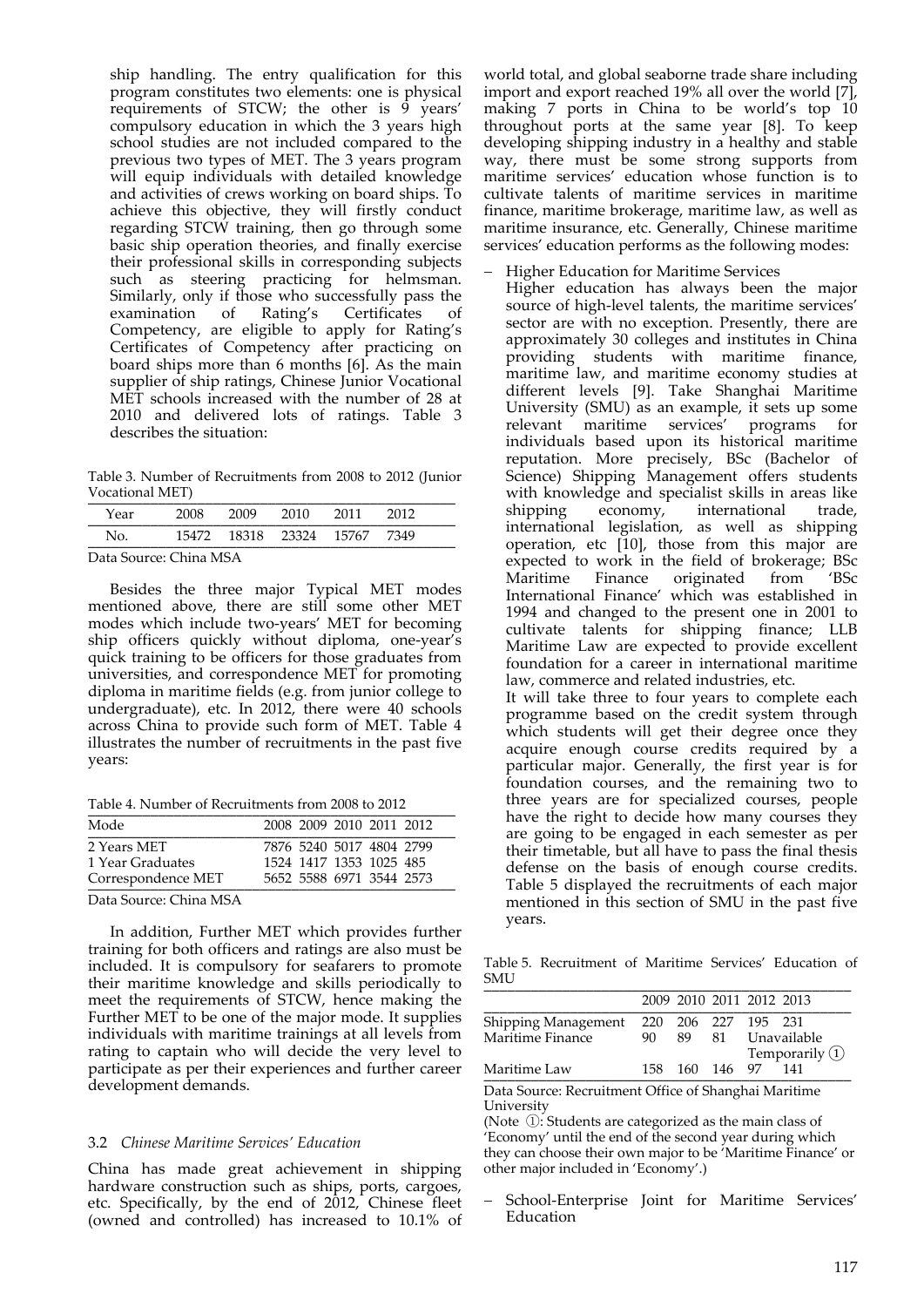ship handling. The entry qualification for this program constitutes two elements: one is physical requirements of STCW; the other is 9 years' compulsory education in which the 3 years high school studies are not included compared to the previous two types of MET. The 3 years program will equip individuals with detailed knowledge and activities of crews working on board ships. To achieve this objective, they will firstly conduct regarding STCW training, then go through some basic ship operation theories, and finally exercise their professional skills in corresponding subjects such as steering practicing for helmsman. Similarly, only if those who successfully pass the examination of Rating's Certificates of Competency, are eligible to apply for Rating's Certificates of Competency after practicing on board ships more than 6 months [6]. As the main supplier of ship ratings, Chinese Junior Vocational MET schools increased with the number of 28 at 2010 and delivered lots of ratings. Table 3 describes the situation:

Table 3. Number of Recruitments from 2008 to 2012 (Junior Vocational MET)

| Year | 2008 | 2009 | 2010 | 2011 | 2012 |
|---|---|---|---|---|---|
| No. | 15472 | 18318 | 23324 | 15767 | 7349 |

Data Source: China MSA

Besides the three major Typical MET modes mentioned above, there are still some other MET modes which include two-years' MET for becoming ship officers quickly without diploma, one-year's quick training to be officers for those graduates from universities, and correspondence MET for promoting diploma in maritime fields (e.g. from junior college to undergraduate), etc. In 2012, there were 40 schools across China to provide such form of MET. Table 4 illustrates the number of recruitments in the past five years:

Table 4. Number of Recruitments from 2008 to 2012

| Mode | 2008 | 2009 | 2010 | 2011 | 2012 |
|---|---|---|---|---|---|
| 2 Years MET | 7876 | 5240 | 5017 | 4804 | 2799 |
| 1 Year Graduates | 1524 | 1417 | 1353 | 1025 | 485 |
| Correspondence MET | 5652 | 5588 | 6971 | 3544 | 2573 |

Data Source: China MSA

In addition, Further MET which provides further training for both officers and ratings are also must be included. It is compulsory for seafarers to promote their maritime knowledge and skills periodically to meet the requirements of STCW, hence making the Further MET to be one of the major mode. It supplies individuals with maritime trainings at all levels from rating to captain who will decide the very level to participate as per their experiences and further career development demands.

### 3.2 *Chinese Maritime Services' Education*

China has made great achievement in shipping hardware construction such as ships, ports, cargoes, etc. Specifically, by the end of 2012, Chinese fleet (owned and controlled) has increased to 10.1% of world total, and global seaborne trade share including import and export reached 19% all over the world [7], making 7 ports in China to be world's top 10 throughout ports at the same year [8]. To keep developing shipping industry in a healthy and stable way, there must be some strong supports from maritime services' education whose function is to cultivate talents of maritime services in maritime finance, maritime brokerage, maritime law, as well as maritime insurance, etc. Generally, Chinese maritime services' education performs as the following modes:

- Higher Education for Maritime Services

  Higher education has always been the major source of high-level talents, the maritime services' sector are with no exception. Presently, there are approximately 30 colleges and institutes in China providing students with maritime finance, maritime law, and maritime economy studies at different levels [9]. Take Shanghai Maritime University (SMU) as an example, it sets up some relevant maritime services' programs for individuals based upon its historical maritime reputation. More precisely, BSc (Bachelor of Science) Shipping Management offers students with knowledge and specialist skills in areas like shipping economy, international trade, international legislation, as well as shipping operation, etc [10], those from this major are expected to work in the field of brokerage; BSc Maritime Finance originated from 'BSc International Finance' which was established in 1994 and changed to the present one in 2001 to cultivate talents for shipping finance; LLB Maritime Law are expected to provide excellent foundation for a career in international maritime law, commerce and related industries, etc.

  It will take three to four years to complete each programme based on the credit system through which students will get their degree once they acquire enough course credits required by a particular major. Generally, the first year is for foundation courses, and the remaining two to three years are for specialized courses, people have the right to decide how many courses they are going to be engaged in each semester as per their timetable, but all have to pass the final thesis defense on the basis of enough course credits. Table 5 displayed the recruitments of each major mentioned in this section of SMU in the past five years.

Table 5. Recruitment of Maritime Services' Education of SMU

| | 2009 | 2010 | 2011 | 2012 | 2013 |
|---|---|---|---|---|---|
| Shipping Management | 220 | 206 | 227 | 195 | 231 |
| Maritime Finance | 90 | 89 | 81 | Unavailable Temporarily ① | |
| Maritime Law | 158 | 160 | 146 | 97 | 141 |

Data Source: Recruitment Office of Shanghai Maritime University

(Note ①: Students are categorized as the main class of 'Economy' until the end of the second year during which they can choose their own major to be 'Maritime Finance' or other major included in 'Economy'.)

- School-Enterprise Joint for Maritime Services' Education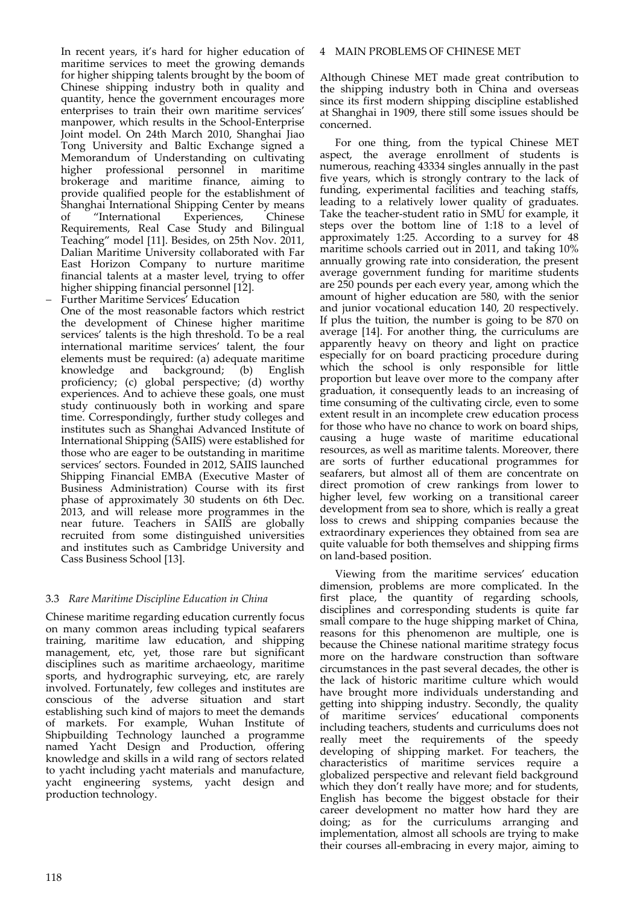In recent years, it's hard for higher education of maritime services to meet the growing demands for higher shipping talents brought by the boom of Chinese shipping industry both in quality and quantity, hence the government encourages more enterprises to train their own maritime services' manpower, which results in the School-Enterprise Joint model. On 24th March 2010, Shanghai Jiao Tong University and Baltic Exchange signed a Memorandum of Understanding on cultivating higher professional personnel in maritime brokerage and maritime finance, aiming to provide qualified people for the establishment of Shanghai International Shipping Center by means of "International Experiences, Chinese Requirements, Real Case Study and Bilingual Teaching" model [11]. Besides, on 25th Nov. 2011, Dalian Maritime University collaborated with Far East Horizon Company to nurture maritime financial talents at a master level, trying to offer higher shipping financial personnel [12].

– Further Maritime Services' Education
One of the most reasonable factors which restrict the development of Chinese higher maritime services' talents is the high threshold. To be a real international maritime services' talent, the four elements must be required: (a) adequate maritime knowledge and background; (b) English proficiency; (c) global perspective; (d) worthy experiences. And to achieve these goals, one must study continuously both in working and spare time. Correspondingly, further study colleges and institutes such as Shanghai Advanced Institute of International Shipping (SAIIS) were established for those who are eager to be outstanding in maritime services' sectors. Founded in 2012, SAIIS launched Shipping Financial EMBA (Executive Master of Business Administration) Course with its first phase of approximately 30 students on 6th Dec. 2013, and will release more programmes in the near future. Teachers in SAIIS are globally recruited from some distinguished universities and institutes such as Cambridge University and Cass Business School [13].

### 3.3 *Rare Maritime Discipline Education in China*

Chinese maritime regarding education currently focus on many common areas including typical seafarers training, maritime law education, and shipping management, etc, yet, those rare but significant disciplines such as maritime archaeology, maritime sports, and hydrographic surveying, etc, are rarely involved. Fortunately, few colleges and institutes are conscious of the adverse situation and start establishing such kind of majors to meet the demands of markets. For example, Wuhan Institute of Shipbuilding Technology launched a programme named Yacht Design and Production, offering knowledge and skills in a wild rang of sectors related to yacht including yacht materials and manufacture, yacht engineering systems, yacht design and production technology.

## 4 MAIN PROBLEMS OF CHINESE MET

Although Chinese MET made great contribution to the shipping industry both in China and overseas since its first modern shipping discipline established at Shanghai in 1909, there still some issues should be concerned.

For one thing, from the typical Chinese MET aspect, the average enrollment of students is numerous, reaching 43334 singles annually in the past five years, which is strongly contrary to the lack of funding, experimental facilities and teaching staffs, leading to a relatively lower quality of graduates. Take the teacher-student ratio in SMU for example, it steps over the bottom line of 1:18 to a level of approximately 1:25. According to a survey for 48 maritime schools carried out in 2011, and taking 10% annually growing rate into consideration, the present average government funding for maritime students are 250 pounds per each every year, among which the amount of higher education are 580, with the senior and junior vocational education 140, 20 respectively. If plus the tuition, the number is going to be 870 on average [14]. For another thing, the curriculums are apparently heavy on theory and light on practice especially for on board practicing procedure during which the school is only responsible for little proportion but leave over more to the company after graduation, it consequently leads to an increasing of time consuming of the cultivating circle, even to some extent result in an incomplete crew education process for those who have no chance to work on board ships, causing a huge waste of maritime educational resources, as well as maritime talents. Moreover, there are sorts of further educational programmes for seafarers, but almost all of them are concentrate on direct promotion of crew rankings from lower to higher level, few working on a transitional career development from sea to shore, which is really a great loss to crews and shipping companies because the extraordinary experiences they obtained from sea are quite valuable for both themselves and shipping firms on land-based position.

Viewing from the maritime services' education dimension, problems are more complicated. In the first place, the quantity of regarding schools, disciplines and corresponding students is quite far small compare to the huge shipping market of China, reasons for this phenomenon are multiple, one is because the Chinese national maritime strategy focus more on the hardware construction than software circumstances in the past several decades, the other is the lack of historic maritime culture which would have brought more individuals understanding and getting into shipping industry. Secondly, the quality of maritime services' educational components including teachers, students and curriculums does not really meet the requirements of the speedy developing of shipping market. For teachers, the characteristics of maritime services require a globalized perspective and relevant field background which they don't really have more; and for students, English has become the biggest obstacle for their career development no matter how hard they are doing; as for the curriculums arranging and implementation, almost all schools are trying to make their courses all-embracing in every major, aiming to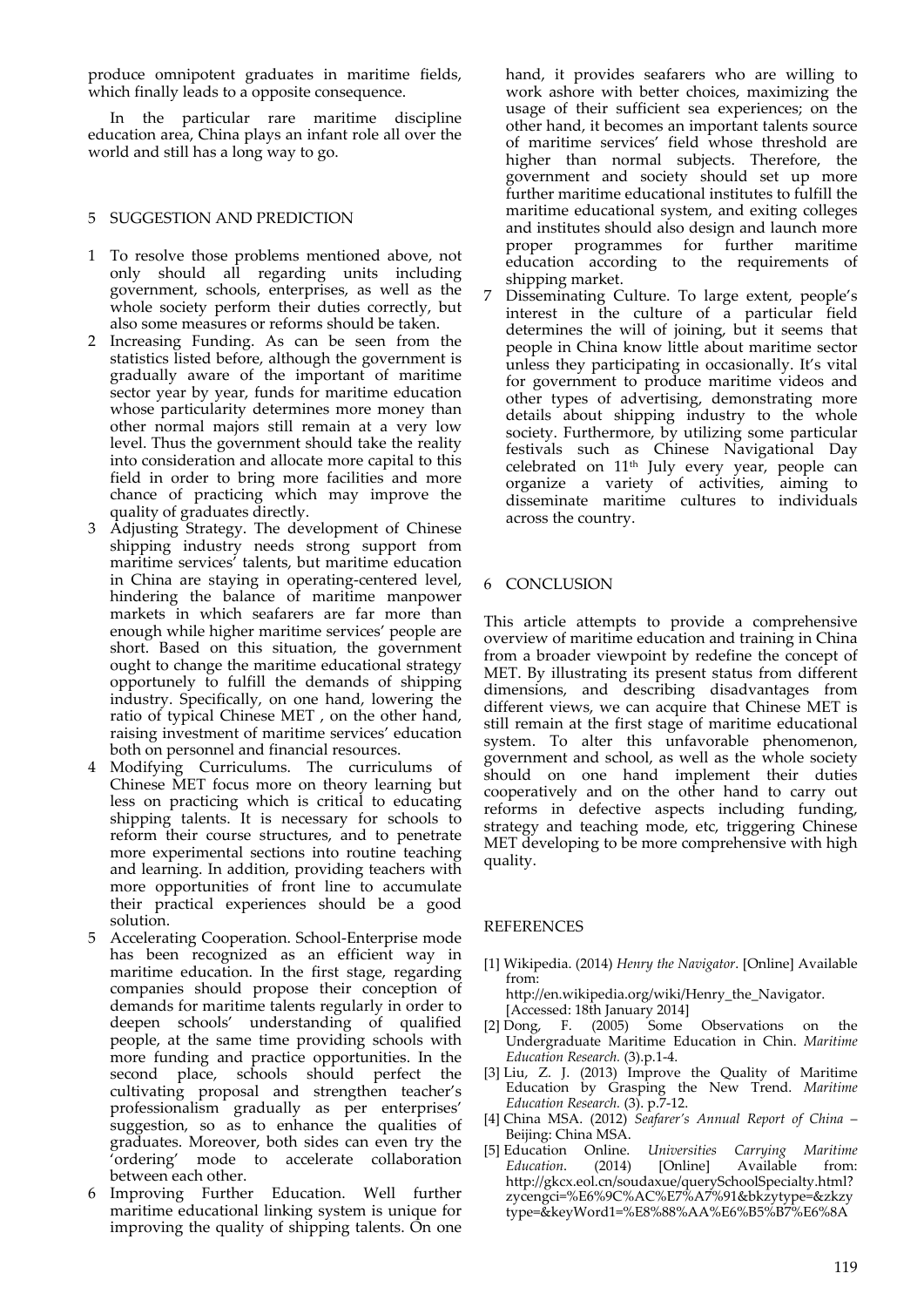produce omnipotent graduates in maritime fields, which finally leads to a opposite consequence.

In the particular rare maritime discipline education area, China plays an infant role all over the world and still has a long way to go.

## 5 SUGGESTION AND PREDICTION

1 To resolve those problems mentioned above, not only should all regarding units including government, schools, enterprises, as well as the whole society perform their duties correctly, but also some measures or reforms should be taken.
2 Increasing Funding. As can be seen from the statistics listed before, although the government is gradually aware of the important of maritime sector year by year, funds for maritime education whose particularity determines more money than other normal majors still remain at a very low level. Thus the government should take the reality into consideration and allocate more capital to this field in order to bring more facilities and more chance of practicing which may improve the quality of graduates directly.
3 Adjusting Strategy. The development of Chinese shipping industry needs strong support from maritime services' talents, but maritime education in China are staying in operating-centered level, hindering the balance of maritime manpower markets in which seafarers are far more than enough while higher maritime services' people are short. Based on this situation, the government ought to change the maritime educational strategy opportunely to fulfill the demands of shipping industry. Specifically, on one hand, lowering the ratio of typical Chinese MET , on the other hand, raising investment of maritime services' education both on personnel and financial resources.
4 Modifying Curriculums. The curriculums of Chinese MET focus more on theory learning but less on practicing which is critical to educating shipping talents. It is necessary for schools to reform their course structures, and to penetrate more experimental sections into routine teaching and learning. In addition, providing teachers with more opportunities of front line to accumulate their practical experiences should be a good solution.
5 Accelerating Cooperation. School-Enterprise mode has been recognized as an efficient way in maritime education. In the first stage, regarding companies should propose their conception of demands for maritime talents regularly in order to deepen schools' understanding of qualified people, at the same time providing schools with more funding and practice opportunities. In the second place, schools should perfect the cultivating proposal and strengthen teacher's professionalism gradually as per enterprises' suggestion, so as to enhance the qualities of graduates. Moreover, both sides can even try the 'ordering' mode to accelerate collaboration between each other.
6 Improving Further Education. Well further maritime educational linking system is unique for improving the quality of shipping talents. On one hand, it provides seafarers who are willing to work ashore with better choices, maximizing the usage of their sufficient sea experiences; on the other hand, it becomes an important talents source of maritime services' field whose threshold are higher than normal subjects. Therefore, the government and society should set up more further maritime educational institutes to fulfill the maritime educational system, and exiting colleges and institutes should also design and launch more proper programmes for further maritime education according to the requirements of shipping market.
7 Disseminating Culture. To large extent, people's interest in the culture of a particular field determines the will of joining, but it seems that people in China know little about maritime sector unless they participating in occasionally. It's vital for government to produce maritime videos and other types of advertising, demonstrating more details about shipping industry to the whole society. Furthermore, by utilizing some particular festivals such as Chinese Navigational Day celebrated on 11th July every year, people can organize a variety of activities, aiming to disseminate maritime cultures to individuals across the country.

## 6 CONCLUSION

This article attempts to provide a comprehensive overview of maritime education and training in China from a broader viewpoint by redefine the concept of MET. By illustrating its present status from different dimensions, and describing disadvantages from different views, we can acquire that Chinese MET is still remain at the first stage of maritime educational system. To alter this unfavorable phenomenon, government and school, as well as the whole society should on one hand implement their duties cooperatively and on the other hand to carry out reforms in defective aspects including funding, strategy and teaching mode, etc, triggering Chinese MET developing to be more comprehensive with high quality.

## REFERENCES

[1] Wikipedia. (2014) *Henry the Navigator*. [Online] Available from: http://en.wikipedia.org/wiki/Henry_the_Navigator. [Accessed: 18th January 2014]

[2] Dong, F. (2005) Some Observations on the Undergraduate Maritime Education in Chin. *Maritime Education Research.* (3).p.1-4.

[3] Liu, Z. J. (2013) Improve the Quality of Maritime Education by Grasping the New Trend. *Maritime Education Research.* (3). p.7-12.

[4] China MSA. (2012) *Seafarer's Annual Report of China* – Beijing: China MSA.

[5] Education Online. *Universities Carrying Maritime Education*. (2014) [Online] Available from: http://gkcx.eol.cn/soudaxue/querySchoolSpecialty.html?zycengci=%E6%9C%AC%E7%A7%91&bkzytype=&zkzytype=&keyWord1=%E8%88%AA%E6%B5%B7%E6%8A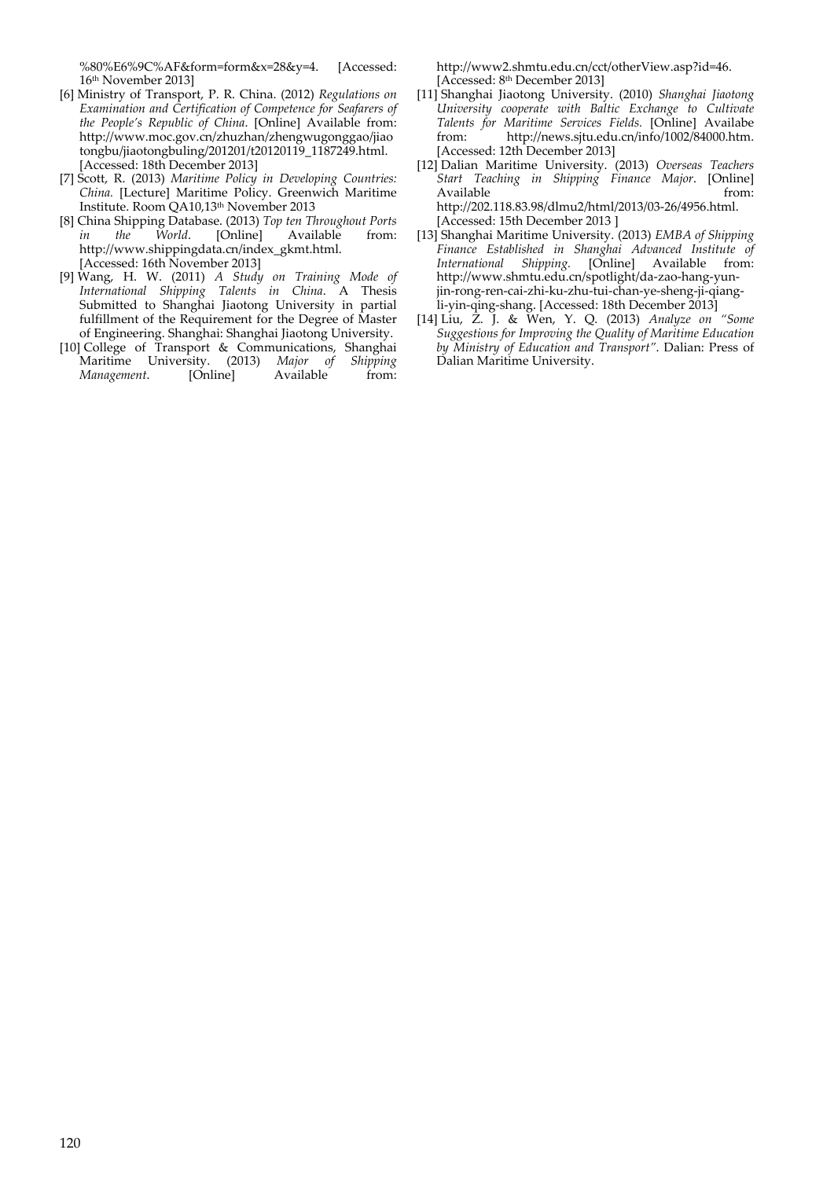%80%E6%9C%AF&form=form&x=28&y=4. [Accessed: 16th November 2013]

[6] Ministry of Transport, P. R. China. (2012) *Regulations on Examination and Certification of Competence for Seafarers of the People's Republic of China*. [Online] Available from: http://www.moc.gov.cn/zhuzhan/zhengwugonggao/jiaotongbu/jiaotongbuling/201201/t20120119_1187249.html. [Accessed: 18th December 2013]

[7] Scott, R. (2013) *Maritime Policy in Developing Countries: China.* [Lecture] Maritime Policy. Greenwich Maritime Institute. Room QA10,13th November 2013

[8] China Shipping Database. (2013) *Top ten Throughout Ports in the World*. [Online] Available from: http://www.shippingdata.cn/index_gkmt.html. [Accessed: 16th November 2013]

[9] Wang, H. W. (2011) *A Study on Training Mode of International Shipping Talents in China*. A Thesis Submitted to Shanghai Jiaotong University in partial fulfillment of the Requirement for the Degree of Master of Engineering. Shanghai: Shanghai Jiaotong University.

[10] College of Transport & Communications, Shanghai Maritime University. (2013) *Major of Shipping Management*. [Online] Available from: http://www2.shmtu.edu.cn/cct/otherView.asp?id=46. [Accessed: 8th December 2013]

[11] Shanghai Jiaotong University. (2010) *Shanghai Jiaotong University cooperate with Baltic Exchange to Cultivate Talents for Maritime Services Fields.* [Online] Availabe from: http://news.sjtu.edu.cn/info/1002/84000.htm. [Accessed: 12th December 2013]

[12] Dalian Maritime University. (2013) *Overseas Teachers Start Teaching in Shipping Finance Major*. [Online] Available from: http://202.118.83.98/dlmu2/html/2013/03-26/4956.html. [Accessed: 15th December 2013 ]

[13] Shanghai Maritime University. (2013) *EMBA of Shipping Finance Established in Shanghai Advanced Institute of International Shipping.* [Online] Available from: http://www.shmtu.edu.cn/spotlight/da-zao-hang-yun-jin-rong-ren-cai-zhi-ku-zhu-tui-chan-ye-sheng-ji-qiang-li-yin-qing-shang. [Accessed: 18th December 2013]

[14] Liu, Z. J. & Wen, Y. Q. (2013) *Analyze on "Some Suggestions for Improving the Quality of Maritime Education by Ministry of Education and Transport"*. Dalian: Press of Dalian Maritime University.